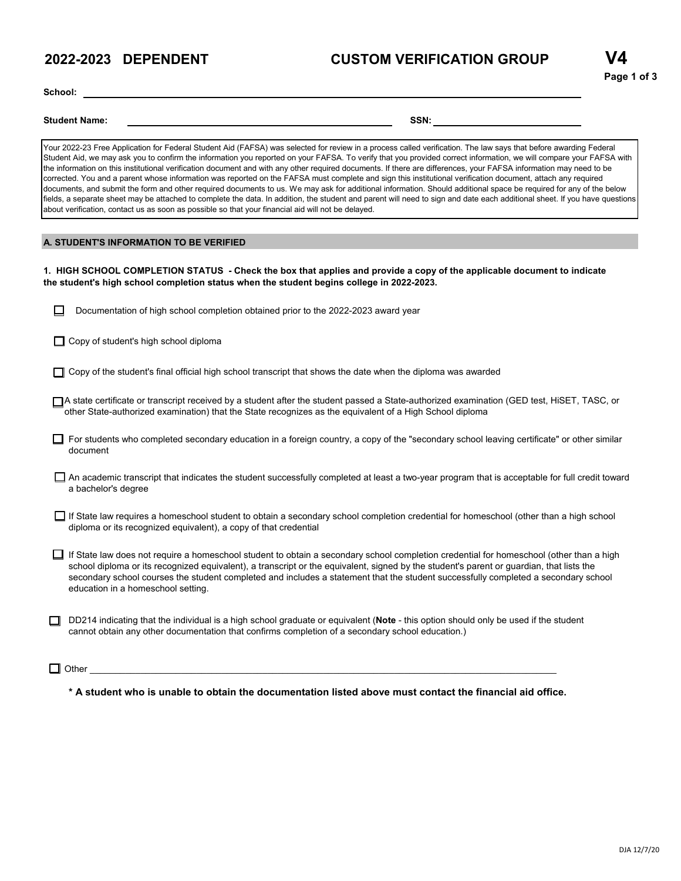# 2022-2023 DEPENDENT CUSTOM VERIFICATION GROUP V4

**School:** ______________________________

**Student Name:** ______________________________ **SSN:** ______________________________

Your 2022-23 Free Application for Federal Student Aid (FAFSA) was selected for review in a process called verification. The law says that before awarding Federal Student Aid, we may ask you to confirm the information you reported on your FAFSA. To verify that you provided correct information, we will compare your FAFSA with the information on this institutional verification document and with any other required documents. If there are differences, your FAFSA information may need to be corrected. You and a parent whose information was reported on the FAFSA must complete and sign this institutional verification document, attach any required documents, and submit the form and other required documents to us. We may ask for additional information. Should additional space be required for any of the below fields, a separate sheet may be attached to complete the data. In addition, the student and parent will need to sign and date each additional sheet. If you have questions about verification, contact us as soon as possible so that your financial aid will not be delayed.

## A. STUDENT'S INFORMATION TO BE VERIFIED

**1. HIGH SCHOOL COMPLETION STATUS - Check the box that applies and provide a copy of the applicable document to indicate the student's high school completion status when the student begins college in 2022-2023.**

- ☐ Documentation of high school completion obtained prior to the 2022-2023 award year
- ☐ Copy of student's high school diploma
- ☐ Copy of the student's final official high school transcript that shows the date when the diploma was awarded
- ☐ A state certificate or transcript received by a student after the student passed a State-authorized examination (GED test, HiSET, TASC, or other State-authorized examination) that the State recognizes as the equivalent of a High School diploma
- ☐ For students who completed secondary education in a foreign country, a copy of the "secondary school leaving certificate" or other similar document
- ☐ An academic transcript that indicates the student successfully completed at least a two-year program that is acceptable for full credit toward a bachelor's degree
- ☐ If State law requires a homeschool student to obtain a secondary school completion credential for homeschool (other than a high school diploma or its recognized equivalent), a copy of that credential
- ☐ If State law does not require a homeschool student to obtain a secondary school completion credential for homeschool (other than a high school diploma or its recognized equivalent), a transcript or the equivalent, signed by the student's parent or guardian, that lists the secondary school courses the student completed and includes a statement that the student successfully completed a secondary school education in a homeschool setting.
- ☐ DD214 indicating that the individual is a high school graduate or equivalent (**Note** - this option should only be used if the student cannot obtain any other documentation that confirms completion of a secondary school education.)
- ☐ Other ______________________________

**\* A student who is unable to obtain the documentation listed above must contact the financial aid office.**

DJA 12/7/20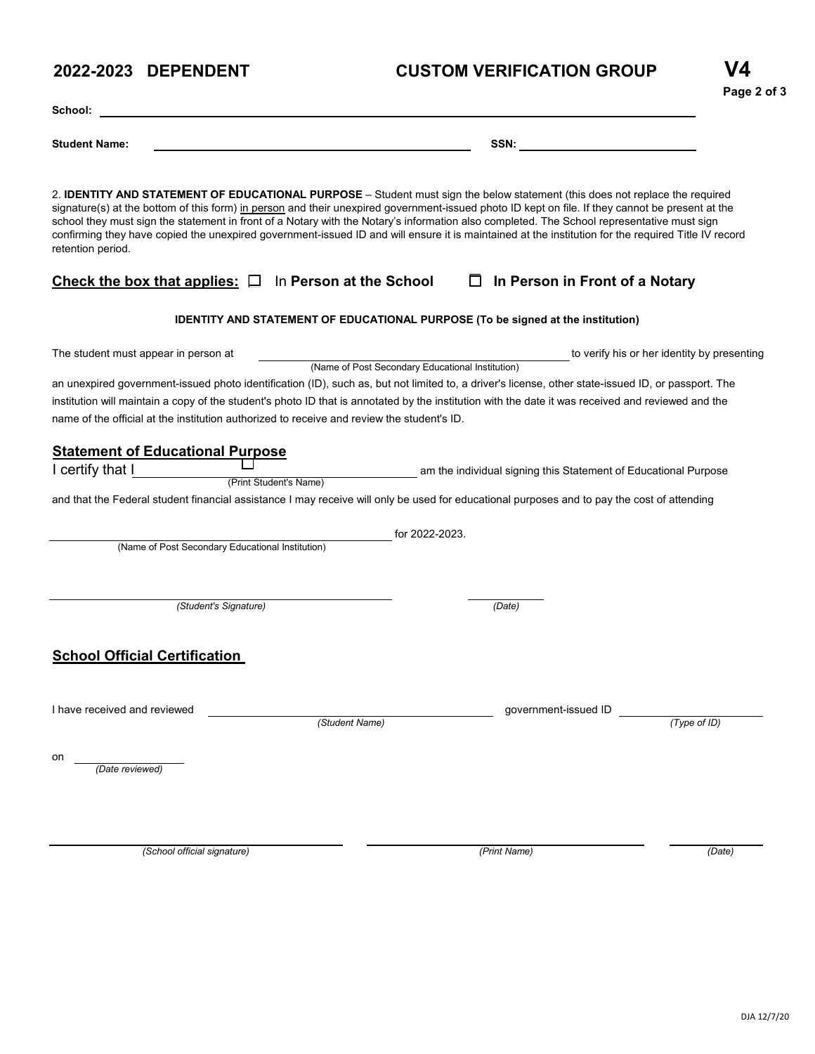**2022-2023 DEPENDENT** **CUSTOM VERIFICATION GROUP** **V4**

**School:** ______________________________________________

**Student Name:** ______________________________ **SSN:** ____________________

2. **IDENTITY AND STATEMENT OF EDUCATIONAL PURPOSE** – Student must sign the below statement (this does not replace the required signature(s) at the bottom of this form) in person and their unexpired government-issued photo ID kept on file. If they cannot be present at the school they must sign the statement in front of a Notary with the Notary's information also completed. The School representative must sign confirming they have copied the unexpired government-issued ID and will ensure it is maintained at the institution for the required Title IV record retention period.

**Check the box that applies:** ☐ In **Person at the School** ☐ **In Person in Front of a Notary**

**IDENTITY AND STATEMENT OF EDUCATIONAL PURPOSE (To be signed at the institution)**

The student must appear in person at ______________________________ to verify his or her identity by presenting
(Name of Post Secondary Educational Institution)

an unexpired government-issued photo identification (ID), such as, but not limited to, a driver's license, other state-issued ID, or passport. The institution will maintain a copy of the student's photo ID that is annotated by the institution with the date it was received and reviewed and the name of the official at the institution authorized to receive and review the student's ID.

## Statement of Educational Purpose

I certify that I ______________________________ am the individual signing this Statement of Educational Purpose
(Print Student's Name)

and that the Federal student financial assistance I may receive will only be used for educational purposes and to pay the cost of attending

______________________________ for 2022-2023.
(Name of Post Secondary Educational Institution)

______________________________ ______________
*(Student's Signature)* *(Date)*

## School Official Certification

I have received and reviewed ______________________________ government-issued ID ______________
*(Student Name)* *(Type of ID)*

on ______________
*(Date reviewed)*

______________________________ ______________________________ ______________
*(School official signature)* *(Print Name)* *(Date)*

DJA 12/7/20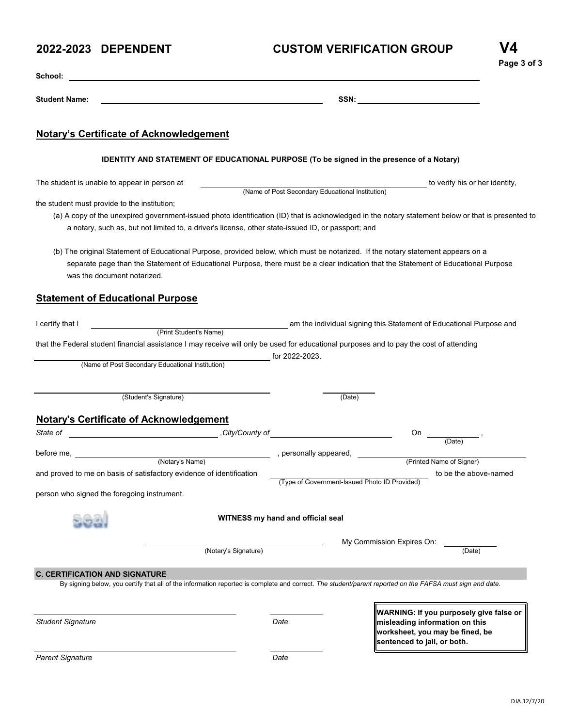# 2022-2023 DEPENDENT CUSTOM VERIFICATION GROUP V4

School: ______________________________

Student Name: ______________________________ SSN: ______________________________

## Notary's Certificate of Acknowledgement

**IDENTITY AND STATEMENT OF EDUCATIONAL PURPOSE (To be signed in the presence of a Notary)**

The student is unable to appear in person at ______________________________ (Name of Post Secondary Educational Institution) to verify his or her identity, the student must provide to the institution;

(a) A copy of the unexpired government-issued photo identification (ID) that is acknowledged in the notary statement below or that is presented to a notary, such as, but not limited to, a driver's license, other state-issued ID, or passport; and

(b) The original Statement of Educational Purpose, provided below, which must be notarized. If the notary statement appears on a separate page than the Statement of Educational Purpose, there must be a clear indication that the Statement of Educational Purpose was the document notarized.

## Statement of Educational Purpose

I certify that I ______________________________ (Print Student's Name) am the individual signing this Statement of Educational Purpose and that the Federal student financial assistance I may receive will only be used for educational purposes and to pay the cost of attending ______________________________ (Name of Post Secondary Educational Institution) for 2022-2023.

______________________________ (Student's Signature) __________ (Date)

## Notary's Certificate of Acknowledgement

*State of* ______________________________ *,City/County of* ______________________________ On __________ (Date) ,

before me, ______________________________ (Notary's Name) , personally appeared, ______________________________ (Printed Name of Signer)

and proved to me on basis of satisfactory evidence of identification ______________________________ (Type of Government-Issued Photo ID Provided) to be the above-named person who signed the foregoing instrument.

seal

**WITNESS my hand and official seal**

______________________________ (Notary's Signature) My Commission Expires On: __________ (Date)

**C. CERTIFICATION AND SIGNATURE**

By signing below, you certify that all of the information reported is complete and correct. *The student/parent reported on the FAFSA must sign and date.*

______________________________ __________
*Student Signature* *Date*

______________________________ __________
*Parent Signature* *Date*

**WARNING: If you purposely give false or misleading information on this worksheet, you may be fined, be sentenced to jail, or both.**

DJA 12/7/20